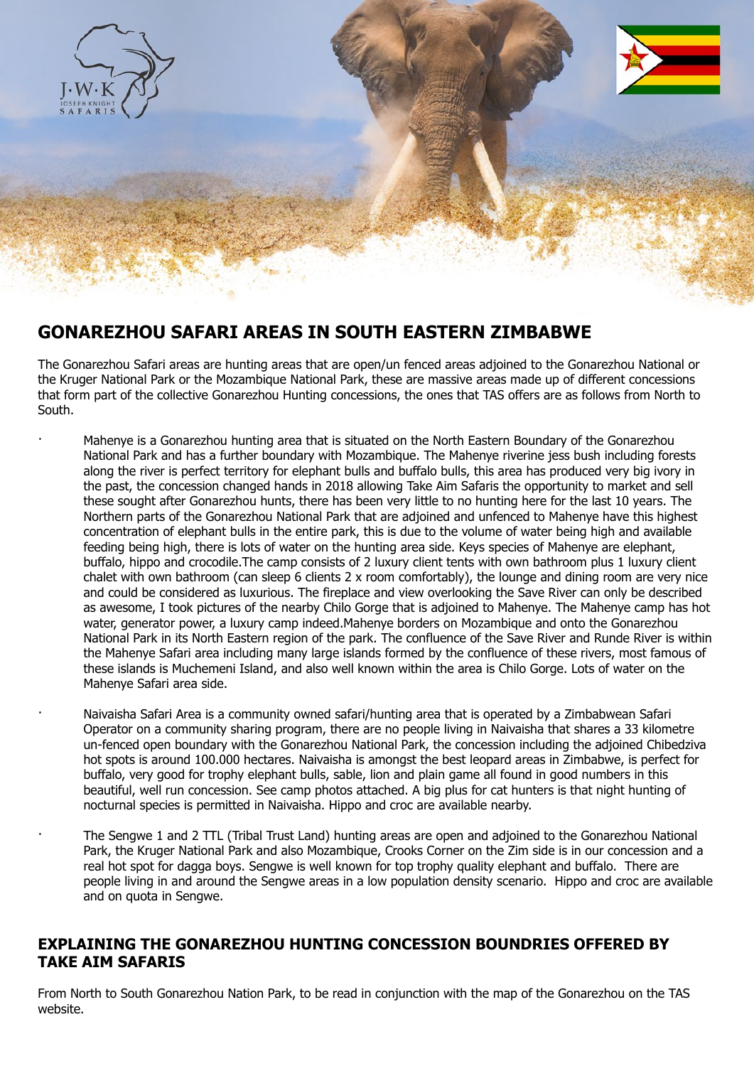# GONAREZHOU SAFARI AREAS IN SOUTH EASTERN ZIMBABWE

The Gonarezhou Safari areas are hunting areas that are open/un fenced areas adjoined to the Gonarezhou National or the Kruger National Park or the Mozambique National Park, these are massive areas made up of different concessions that form part of the collective Gonarezhou Hunting concessions, the ones that TAS offers are as follows from North to South.

- Mahenye is a Gonarezhou hunting area that is situated on the North Eastern Boundary of the Gonarezhou National Park and has a further boundary with Mozambique. The Mahenye riverine jess bush including forests along the river is perfect territory for elephant bulls and buffalo bulls, this area has produced very big ivory in the past, the concession changed hands in 2018 allowing Take Aim Safaris the opportunity to market and sell these sought after Gonarezhou hunts, there has been very little to no hunting here for the last 10 years. The Northern parts of the Gonarezhou National Park that are adjoined and unfenced to Mahenye have this highest concentration of elephant bulls in the entire park, this is due to the volume of water being high and available feeding being high, there is lots of water on the hunting area side. Keys species of Mahenye are elephant, buffalo, hippo and crocodile.The camp consists of 2 luxury client tents with own bathroom plus 1 luxury client chalet with own bathroom (can sleep 6 clients 2 x room comfortably), the lounge and dining room are very nice and could be considered as luxurious. The fireplace and view overlooking the Save River can only be described as awesome, I took pictures of the nearby Chilo Gorge that is adjoined to Mahenye. The Mahenye camp has hot water, generator power, a luxury camp indeed.Mahenye borders on Mozambique and onto the Gonarezhou National Park in its North Eastern region of the park. The confluence of the Save River and Runde River is within the Mahenye Safari area including many large islands formed by the confluence of these rivers, most famous of these islands is Muchemeni Island, and also well known within the area is Chilo Gorge. Lots of water on the Mahenye Safari area side.

- Naivaisha Safari Area is a community owned safari/hunting area that is operated by a Zimbabwean Safari Operator on a community sharing program, there are no people living in Naivaisha that shares a 33 kilometre un-fenced open boundary with the Gonarezhou National Park, the concession including the adjoined Chibedziva hot spots is around 100.000 hectares. Naivaisha is amongst the best leopard areas in Zimbabwe, is perfect for buffalo, very good for trophy elephant bulls, sable, lion and plain game all found in good numbers in this beautiful, well run concession. See camp photos attached. A big plus for cat hunters is that night hunting of nocturnal species is permitted in Naivaisha. Hippo and croc are available nearby.

- The Sengwe 1 and 2 TTL (Tribal Trust Land) hunting areas are open and adjoined to the Gonarezhou National Park, the Kruger National Park and also Mozambique, Crooks Corner on the Zim side is in our concession and a real hot spot for dagga boys. Sengwe is well known for top trophy quality elephant and buffalo. There are people living in and around the Sengwe areas in a low population density scenario. Hippo and croc are available and on quota in Sengwe.

## EXPLAINING THE GONAREZHOU HUNTING CONCESSION BOUNDRIES OFFERED BY TAKE AIM SAFARIS

From North to South Gonarezhou Nation Park, to be read in conjunction with the map of the Gonarezhou on the TAS website.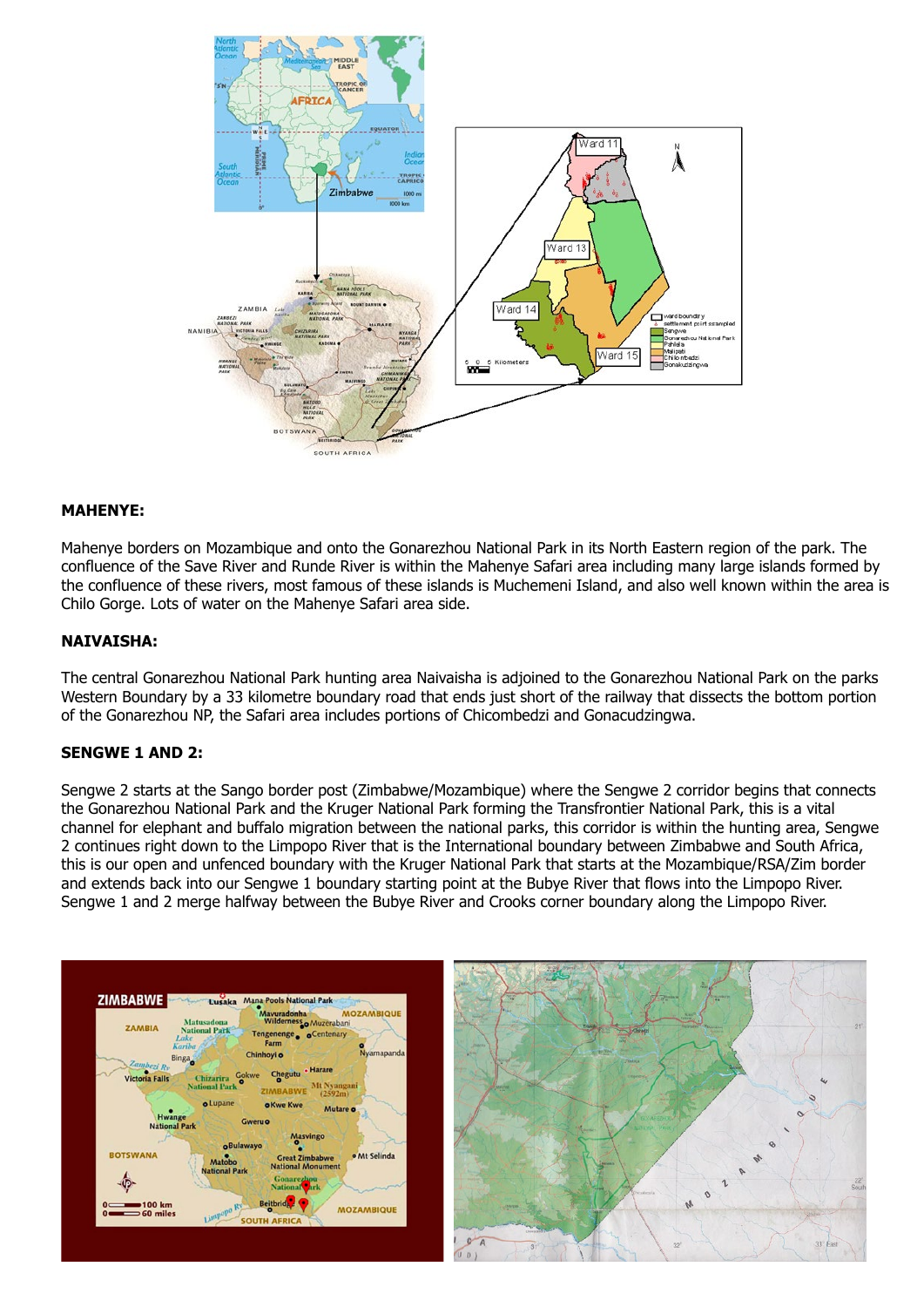## MAHENYE:

Mahenye borders on Mozambique and onto the Gonarezhou National Park in its North Eastern region of the park. The confluence of the Save River and Runde River is within the Mahenye Safari area including many large islands formed by the confluence of these rivers, most famous of these islands is Muchemeni Island, and also well known within the area is Chilo Gorge. Lots of water on the Mahenye Safari area side.

## NAIVAISHA:

The central Gonarezhou National Park hunting area Naivaisha is adjoined to the Gonarezhou National Park on the parks Western Boundary by a 33 kilometre boundary road that ends just short of the railway that dissects the bottom portion of the Gonarezhou NP, the Safari area includes portions of Chicombedzi and Gonacudzingwa.

## SENGWE 1 AND 2:

Sengwe 2 starts at the Sango border post (Zimbabwe/Mozambique) where the Sengwe 2 corridor begins that connects the Gonarezhou National Park and the Kruger National Park forming the Transfrontier National Park, this is a vital channel for elephant and buffalo migration between the national parks, this corridor is within the hunting area, Sengwe 2 continues right down to the Limpopo River that is the International boundary between Zimbabwe and South Africa, this is our open and unfenced boundary with the Kruger National Park that starts at the Mozambique/RSA/Zim border and extends back into our Sengwe 1 boundary starting point at the Bubye River that flows into the Limpopo River. Sengwe 1 and 2 merge halfway between the Bubye River and Crooks corner boundary along the Limpopo River.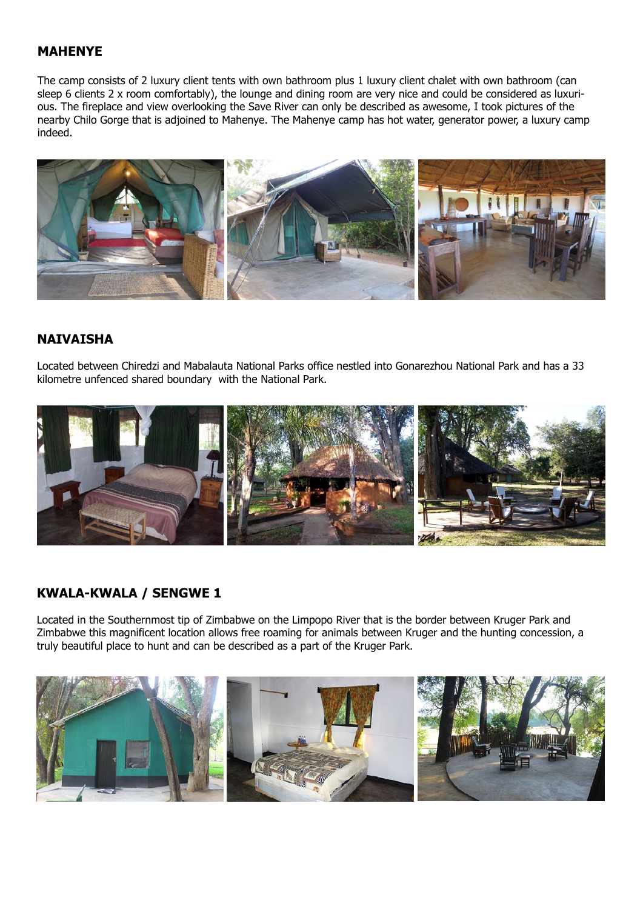## MAHENYE

The camp consists of 2 luxury client tents with own bathroom plus 1 luxury client chalet with own bathroom (can sleep 6 clients 2 x room comfortably), the lounge and dining room are very nice and could be considered as luxurious. The fireplace and view overlooking the Save River can only be described as awesome, I took pictures of the nearby Chilo Gorge that is adjoined to Mahenye. The Mahenye camp has hot water, generator power, a luxury camp indeed.

## NAIVAISHA

Located between Chiredzi and Mabalauta National Parks office nestled into Gonarezhou National Park and has a 33 kilometre unfenced shared boundary with the National Park.

## KWALA-KWALA / SENGWE 1

Located in the Southernmost tip of Zimbabwe on the Limpopo River that is the border between Kruger Park and Zimbabwe this magnificent location allows free roaming for animals between Kruger and the hunting concession, a truly beautiful place to hunt and can be described as a part of the Kruger Park.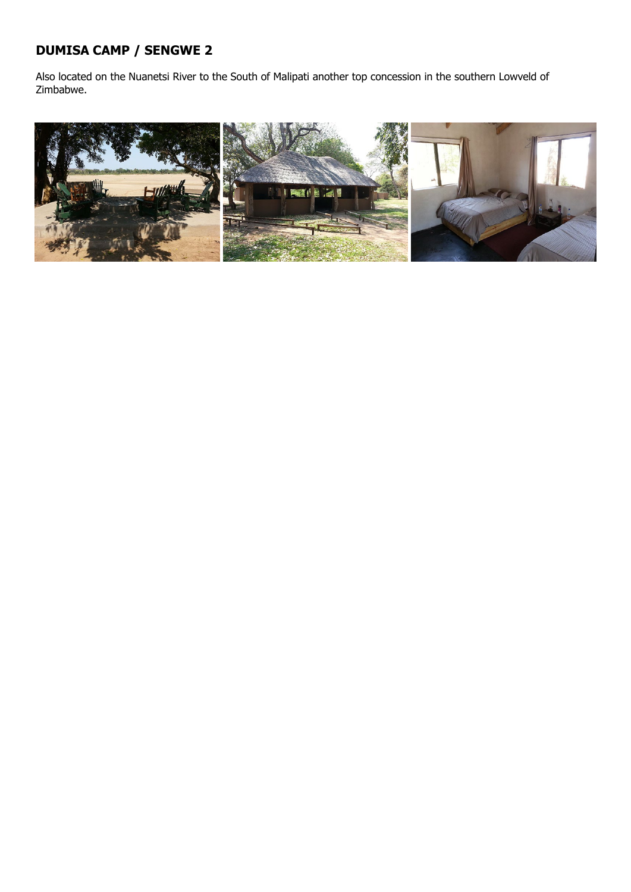## DUMISA CAMP / SENGWE 2

Also located on the Nuanetsi River to the South of Malipati another top concession in the southern Lowveld of Zimbabwe.